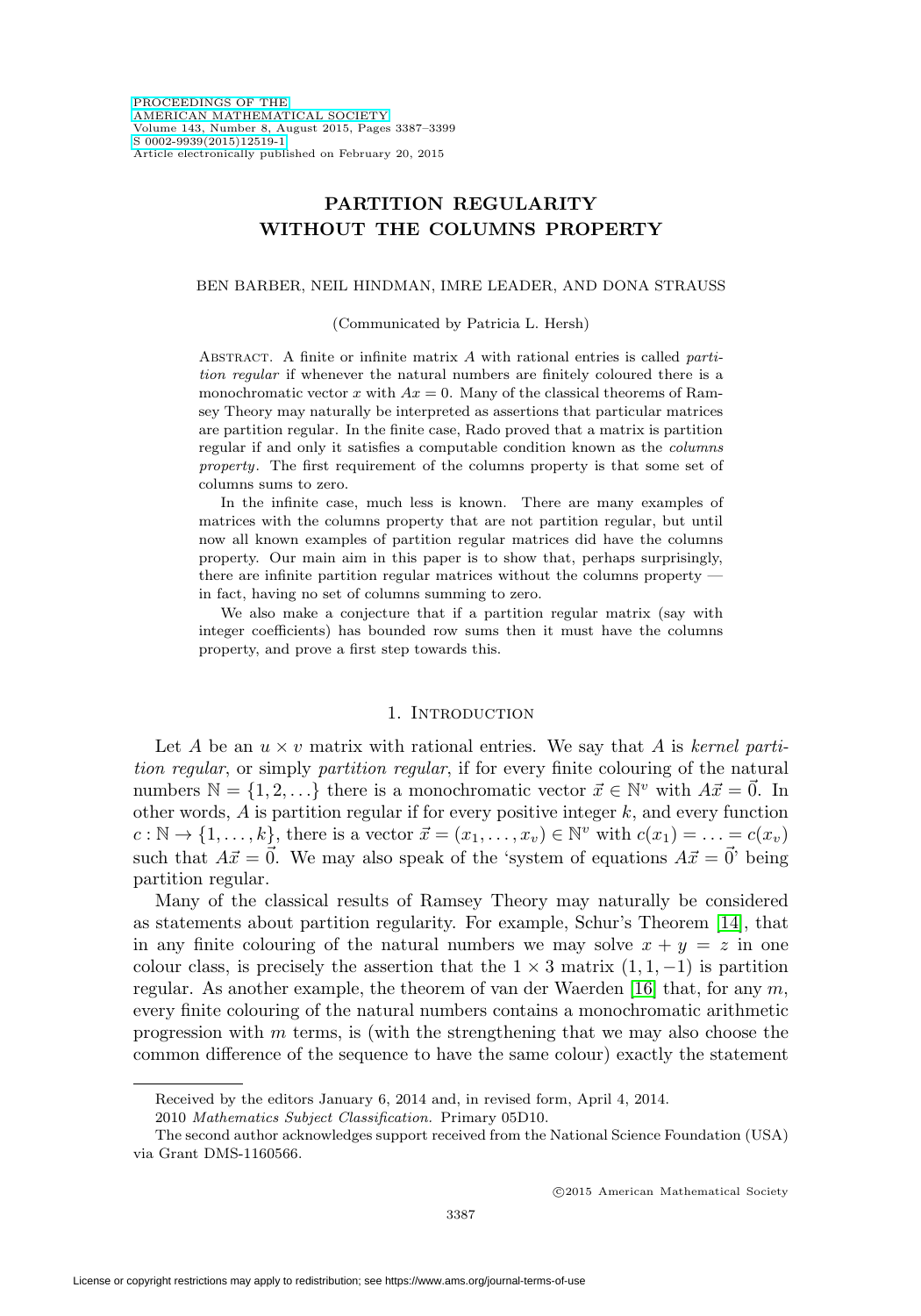PROCEEDINGS OF THE AMERICAN MATHEMATICAL SOCIETY
Volume 143, Number 8, August 2015, Pages 3387–3399
S 0002-9939(2015)12519-1
Article electronically published on February 20, 2015

# PARTITION REGULARITY WITHOUT THE COLUMNS PROPERTY

BEN BARBER, NEIL HINDMAN, IMRE LEADER, AND DONA STRAUSS

(Communicated by Patricia L. Hersh)

Abstract. A finite or infinite matrix $A$ with rational entries is called *partition regular* if whenever the natural numbers are finitely coloured there is a monochromatic vector $x$ with $Ax = 0$. Many of the classical theorems of Ramsey Theory may naturally be interpreted as assertions that particular matrices are partition regular. In the finite case, Rado proved that a matrix is partition regular if and only it satisfies a computable condition known as the *columns property*. The first requirement of the columns property is that some set of columns sums to zero.

In the infinite case, much less is known. There are many examples of matrices with the columns property that are not partition regular, but until now all known examples of partition regular matrices did have the columns property. Our main aim in this paper is to show that, perhaps surprisingly, there are infinite partition regular matrices without the columns property — in fact, having no set of columns summing to zero.

We also make a conjecture that if a partition regular matrix (say with integer coefficients) has bounded row sums then it must have the columns property, and prove a first step towards this.

## 1. Introduction

Let $A$ be an $u \times v$ matrix with rational entries. We say that $A$ is *kernel partition regular*, or simply *partition regular*, if for every finite colouring of the natural numbers $\mathbb{N} = \{1, 2, \ldots\}$ there is a monochromatic vector $\vec{x} \in \mathbb{N}^v$ with $A\vec{x} = \vec{0}$. In other words, $A$ is partition regular if for every positive integer $k$, and every function $c : \mathbb{N} \to \{1, \ldots, k\}$, there is a vector $\vec{x} = (x_1, \ldots, x_v) \in \mathbb{N}^v$ with $c(x_1) = \ldots = c(x_v)$ such that $A\vec{x} = \vec{0}$. We may also speak of the 'system of equations $A\vec{x} = \vec{0}$' being partition regular.

Many of the classical results of Ramsey Theory may naturally be considered as statements about partition regularity. For example, Schur's Theorem [14], that in any finite colouring of the natural numbers we may solve $x + y = z$ in one colour class, is precisely the assertion that the $1 \times 3$ matrix $(1, 1, -1)$ is partition regular. As another example, the theorem of van der Waerden [16] that, for any $m$, every finite colouring of the natural numbers contains a monochromatic arithmetic progression with $m$ terms, is (with the strengthening that we may also choose the common difference of the sequence to have the same colour) exactly the statement

Received by the editors January 6, 2014 and, in revised form, April 4, 2014.
2010 *Mathematics Subject Classification.* Primary 05D10.
The second author acknowledges support received from the National Science Foundation (USA) via Grant DMS-1160566.

©2015 American Mathematical Society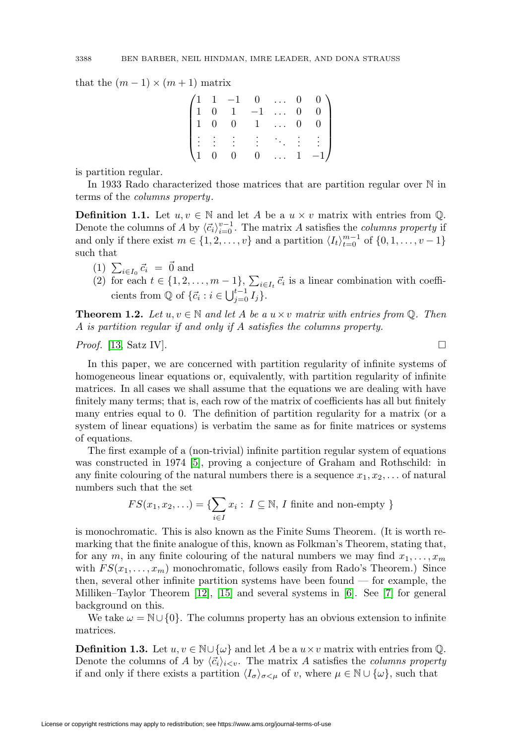that the $(m-1)\times(m+1)$ matrix

$$\begin{pmatrix} 1 & 1 & -1 & 0 & \dots & 0 & 0 \\ 1 & 0 & 1 & -1 & \dots & 0 & 0 \\ 1 & 0 & 0 & 1 & \dots & 0 & 0 \\ \vdots & \vdots & \vdots & \vdots & \ddots & \vdots & \vdots \\ 1 & 0 & 0 & 0 & \dots & 1 & -1 \end{pmatrix}$$

is partition regular.

In 1933 Rado characterized those matrices that are partition regular over $\mathbb{N}$ in terms of the *columns property*.

**Definition 1.1.** Let $u, v \in \mathbb{N}$ and let $A$ be a $u \times v$ matrix with entries from $\mathbb{Q}$. Denote the columns of $A$ by $\langle \vec{c}_i \rangle_{i=0}^{v-1}$. The matrix $A$ satisfies the *columns property* if and only if there exist $m \in \{1, 2, \dots, v\}$ and a partition $\langle I_t \rangle_{t=0}^{m-1}$ of $\{0, 1, \dots, v-1\}$ such that

1. $\sum_{i \in I_0} \vec{c}_i = \vec{0}$ and
2. for each $t \in \{1, 2, \dots, m-1\}$, $\sum_{i \in I_t} \vec{c}_i$ is a linear combination with coefficients from $\mathbb{Q}$ of $\{\vec{c}_i : i \in \bigcup_{j=0}^{t-1} I_j\}$.

**Theorem 1.2.** *Let $u, v \in \mathbb{N}$ and let $A$ be a $u \times v$ matrix with entries from $\mathbb{Q}$. Then $A$ is partition regular if and only if $A$ satisfies the columns property.*

*Proof.* [13, Satz IV]. □

In this paper, we are concerned with partition regularity of infinite systems of homogeneous linear equations or, equivalently, with partition regularity of infinite matrices. In all cases we shall assume that the equations we are dealing with have finitely many terms; that is, each row of the matrix of coefficients has all but finitely many entries equal to 0. The definition of partition regularity for a matrix (or a system of linear equations) is verbatim the same as for finite matrices or systems of equations.

The first example of a (non-trivial) infinite partition regular system of equations was constructed in 1974 [5], proving a conjecture of Graham and Rothschild: in any finite colouring of the natural numbers there is a sequence $x_1, x_2, \dots$ of natural numbers such that the set

$$FS(x_1, x_2, \dots) = \{\sum_{i \in I} x_i : \, I \subseteq \mathbb{N}, \, I \text{ finite and non-empty }\}$$

is monochromatic. This is also known as the Finite Sums Theorem. (It is worth remarking that the finite analogue of this, known as Folkman's Theorem, stating that, for any $m$, in any finite colouring of the natural numbers we may find $x_1, \dots, x_m$ with $FS(x_1, \dots, x_m)$ monochromatic, follows easily from Rado's Theorem.) Since then, several other infinite partition systems have been found — for example, the Milliken–Taylor Theorem [12], [15] and several systems in [6]. See [7] for general background on this.

We take $\omega = \mathbb{N} \cup \{0\}$. The columns property has an obvious extension to infinite matrices.

**Definition 1.3.** Let $u, v \in \mathbb{N} \cup \{\omega\}$ and let $A$ be a $u \times v$ matrix with entries from $\mathbb{Q}$. Denote the columns of $A$ by $\langle \vec{c}_i \rangle_{i<v}$. The matrix $A$ satisfies the *columns property* if and only if there exists a partition $\langle I_\sigma \rangle_{\sigma < \mu}$ of $v$, where $\mu \in \mathbb{N} \cup \{\omega\}$, such that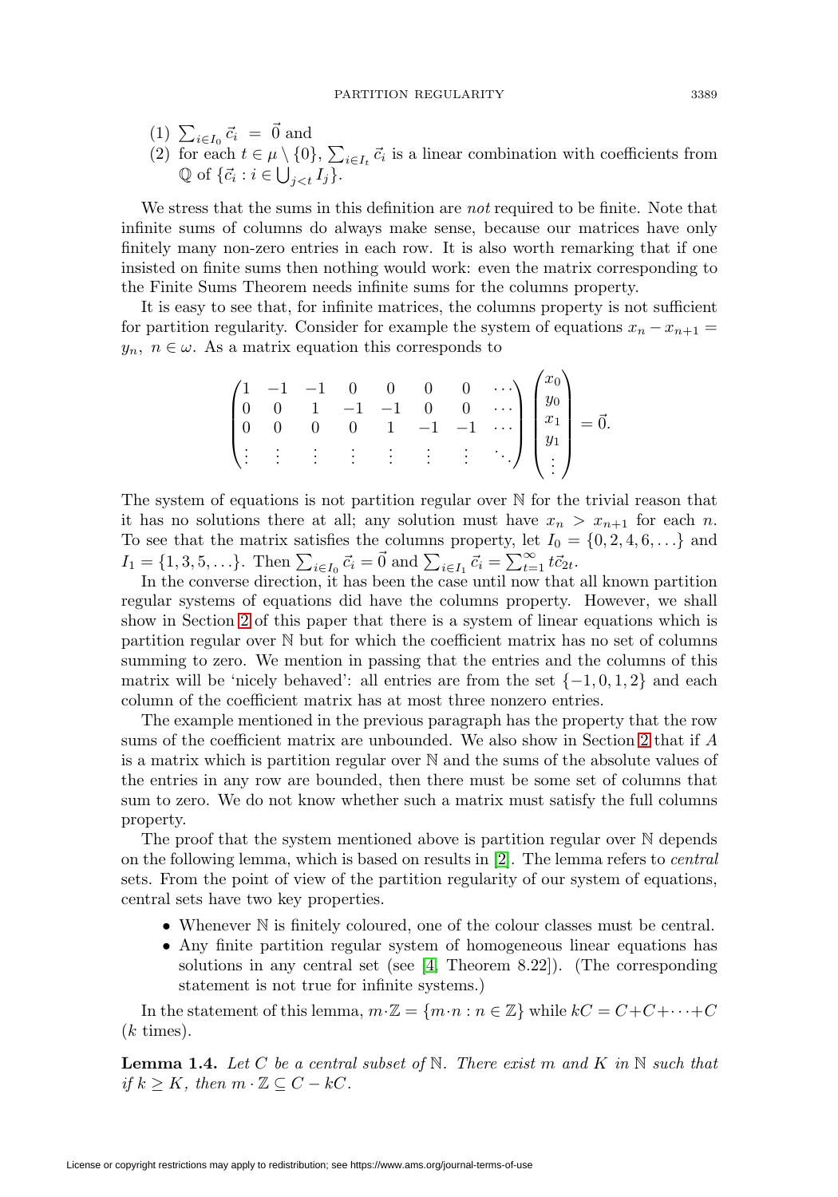(1) $\sum_{i \in I_0} \vec{c}_i = \vec{0}$ and
(2) for each $t \in \mu \setminus \{0\}$, $\sum_{i \in I_t} \vec{c}_i$ is a linear combination with coefficients from $\mathbb{Q}$ of $\{\vec{c}_i : i \in \bigcup_{j<t} I_j\}$.

We stress that the sums in this definition are *not* required to be finite. Note that infinite sums of columns do always make sense, because our matrices have only finitely many non-zero entries in each row. It is also worth remarking that if one insisted on finite sums then nothing would work: even the matrix corresponding to the Finite Sums Theorem needs infinite sums for the columns property.

It is easy to see that, for infinite matrices, the columns property is not sufficient for partition regularity. Consider for example the system of equations $x_n - x_{n+1} = y_n$, $n \in \omega$. As a matrix equation this corresponds to

$$\begin{pmatrix} 1 & -1 & -1 & 0 & 0 & 0 & 0 & \cdots \\ 0 & 0 & 1 & -1 & -1 & 0 & 0 & \cdots \\ 0 & 0 & 0 & 0 & 1 & -1 & -1 & \cdots \\ \vdots & \vdots & \vdots & \vdots & \vdots & \vdots & \vdots & \ddots \end{pmatrix} \begin{pmatrix} x_0 \\ y_0 \\ x_1 \\ y_1 \\ \vdots \end{pmatrix} = \vec{0}.$$

The system of equations is not partition regular over $\mathbb{N}$ for the trivial reason that it has no solutions there at all; any solution must have $x_n > x_{n+1}$ for each $n$. To see that the matrix satisfies the columns property, let $I_0 = \{0, 2, 4, 6, \ldots\}$ and $I_1 = \{1, 3, 5, \ldots\}$. Then $\sum_{i \in I_0} \vec{c}_i = \vec{0}$ and $\sum_{i \in I_1} \vec{c}_i = \sum_{t=1}^{\infty} t\vec{c}_{2t}$.

In the converse direction, it has been the case until now that all known partition regular systems of equations did have the columns property. However, we shall show in Section 2 of this paper that there is a system of linear equations which is partition regular over $\mathbb{N}$ but for which the coefficient matrix has no set of columns summing to zero. We mention in passing that the entries and the columns of this matrix will be 'nicely behaved': all entries are from the set $\{-1, 0, 1, 2\}$ and each column of the coefficient matrix has at most three nonzero entries.

The example mentioned in the previous paragraph has the property that the row sums of the coefficient matrix are unbounded. We also show in Section 2 that if $A$ is a matrix which is partition regular over $\mathbb{N}$ and the sums of the absolute values of the entries in any row are bounded, then there must be some set of columns that sum to zero. We do not know whether such a matrix must satisfy the full columns property.

The proof that the system mentioned above is partition regular over $\mathbb{N}$ depends on the following lemma, which is based on results in [2]. The lemma refers to *central* sets. From the point of view of the partition regularity of our system of equations, central sets have two key properties.

- Whenever $\mathbb{N}$ is finitely coloured, one of the colour classes must be central.
- Any finite partition regular system of homogeneous linear equations has solutions in any central set (see [4, Theorem 8.22]). (The corresponding statement is not true for infinite systems.)

In the statement of this lemma, $m \cdot \mathbb{Z} = \{m \cdot n : n \in \mathbb{Z}\}$ while $kC = C + C + \cdots + C$ ($k$ times).

**Lemma 1.4.** *Let $C$ be a central subset of $\mathbb{N}$. There exist $m$ and $K$ in $\mathbb{N}$ such that if $k \geq K$, then $m \cdot \mathbb{Z} \subseteq C - kC$.*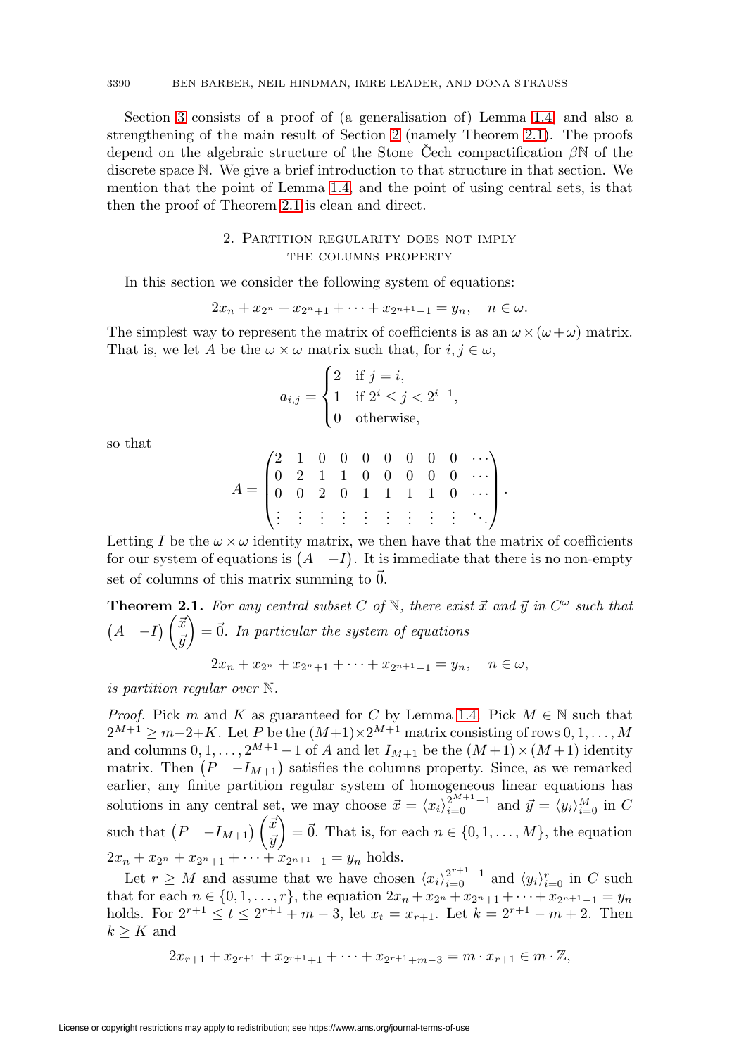Section 3 consists of a proof of (a generalisation of) Lemma 1.4, and also a strengthening of the main result of Section 2 (namely Theorem 2.1). The proofs depend on the algebraic structure of the Stone–Čech compactification $\beta\mathbb{N}$ of the discrete space $\mathbb{N}$. We give a brief introduction to that structure in that section. We mention that the point of Lemma 1.4, and the point of using central sets, is that then the proof of Theorem 2.1 is clean and direct.

## 2. Partition regularity does not imply the columns property

In this section we consider the following system of equations:

$$2x_n + x_{2^n} + x_{2^n+1} + \cdots + x_{2^{n+1}-1} = y_n, \quad n \in \omega.$$

The simplest way to represent the matrix of coefficients is as an $\omega \times (\omega+\omega)$ matrix. That is, we let $A$ be the $\omega \times \omega$ matrix such that, for $i, j \in \omega$,

$$a_{i,j} = \begin{cases} 2 & \text{if } j = i, \\ 1 & \text{if } 2^i \leq j < 2^{i+1}, \\ 0 & \text{otherwise,} \end{cases}$$

so that

$$A = \begin{pmatrix} 2 & 1 & 0 & 0 & 0 & 0 & 0 & 0 & 0 & \cdots \\ 0 & 2 & 1 & 1 & 0 & 0 & 0 & 0 & 0 & \cdots \\ 0 & 0 & 2 & 0 & 1 & 1 & 1 & 1 & 0 & \cdots \\ \vdots & \vdots & \vdots & \vdots & \vdots & \vdots & \vdots & \vdots & \vdots & \ddots \end{pmatrix}.$$

Letting $I$ be the $\omega \times \omega$ identity matrix, we then have that the matrix of coefficients for our system of equations is $\begin{pmatrix} A & -I \end{pmatrix}$. It is immediate that there is no non-empty set of columns of this matrix summing to $\vec{0}$.

**Theorem 2.1.** *For any central subset $C$ of $\mathbb{N}$, there exist $\vec{x}$ and $\vec{y}$ in $C^\omega$ such that $\begin{pmatrix} A & -I \end{pmatrix} \begin{pmatrix} \vec{x} \\ \vec{y} \end{pmatrix} = \vec{0}$. In particular the system of equations*

$$2x_n + x_{2^n} + x_{2^n+1} + \cdots + x_{2^{n+1}-1} = y_n, \quad n \in \omega,$$

*is partition regular over $\mathbb{N}$.*

*Proof.* Pick $m$ and $K$ as guaranteed for $C$ by Lemma 1.4. Pick $M \in \mathbb{N}$ such that $2^{M+1} \geq m-2+K$. Let $P$ be the $(M+1)\times 2^{M+1}$ matrix consisting of rows $0, 1, \ldots, M$ and columns $0, 1, \ldots, 2^{M+1}-1$ of $A$ and let $I_{M+1}$ be the $(M+1) \times (M+1)$ identity matrix. Then $\begin{pmatrix} P & -I_{M+1} \end{pmatrix}$ satisfies the columns property. Since, as we remarked earlier, any finite partition regular system of homogeneous linear equations has solutions in any central set, we may choose $\vec{x} = \langle x_i \rangle_{i=0}^{2^{M+1}-1}$ and $\vec{y} = \langle y_i \rangle_{i=0}^{M}$ in $C$ such that $\begin{pmatrix} P & -I_{M+1} \end{pmatrix} \begin{pmatrix} \vec{x} \\ \vec{y} \end{pmatrix} = \vec{0}$. That is, for each $n \in \{0, 1, \ldots, M\}$, the equation $2x_n + x_{2^n} + x_{2^n+1} + \cdots + x_{2^{n+1}-1} = y_n$ holds.

Let $r \geq M$ and assume that we have chosen $\langle x_i \rangle_{i=0}^{2^{r+1}-1}$ and $\langle y_i \rangle_{i=0}^{r}$ in $C$ such that for each $n \in \{0, 1, \ldots, r\}$, the equation $2x_n + x_{2^n} + x_{2^n+1} + \cdots + x_{2^{n+1}-1} = y_n$ holds. For $2^{r+1} \leq t \leq 2^{r+1} + m - 3$, let $x_t = x_{r+1}$. Let $k = 2^{r+1} - m + 2$. Then $k \geq K$ and

$$2x_{r+1} + x_{2^{r+1}} + x_{2^{r+1}+1} + \cdots + x_{2^{r+1}+m-3} = m \cdot x_{r+1} \in m \cdot \mathbb{Z},$$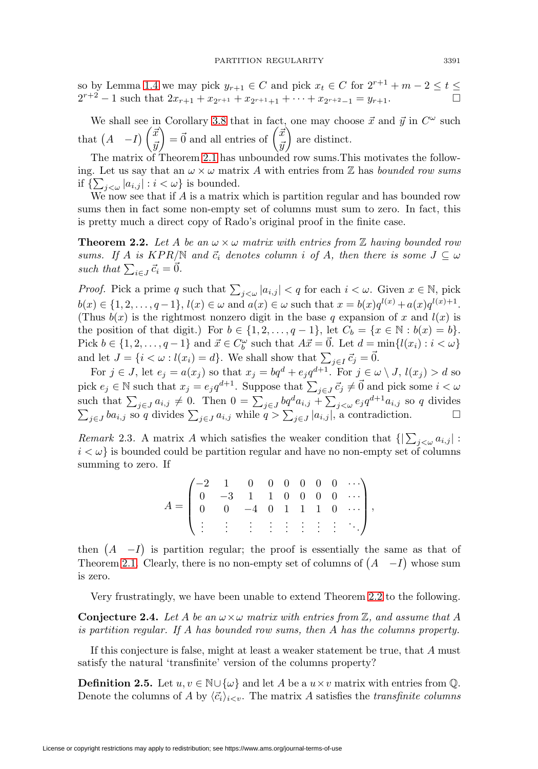so by Lemma 1.4 we may pick $y_{r+1} \in C$ and pick $x_t \in C$ for $2^{r+1}+m-2 \leq t \leq 2^{r+2}-1$ such that $2x_{r+1} + x_{2^{r+1}} + x_{2^{r+1}+1} + \cdots + x_{2^{r+2}-1} = y_{r+1}$. □

We shall see in Corollary 3.8 that in fact, one may choose $\vec{x}$ and $\vec{y}$ in $C^\omega$ such that $\begin{pmatrix} A & -I \end{pmatrix} \begin{pmatrix} \vec{x} \\ \vec{y} \end{pmatrix} = \vec{0}$ and all entries of $\begin{pmatrix} \vec{x} \\ \vec{y} \end{pmatrix}$ are distinct.

The matrix of Theorem 2.1 has unbounded row sums.This motivates the following. Let us say that an $\omega \times \omega$ matrix $A$ with entries from $\mathbb{Z}$ has *bounded row sums* if $\{\sum_{j<\omega} |a_{i,j}| : i < \omega\}$ is bounded.

We now see that if $A$ is a matrix which is partition regular and has bounded row sums then in fact some non-empty set of columns must sum to zero. In fact, this is pretty much a direct copy of Rado's original proof in the finite case.

**Theorem 2.2.** *Let $A$ be an $\omega \times \omega$ matrix with entries from $\mathbb{Z}$ having bounded row sums. If $A$ is $KPR/\mathbb{N}$ and $\vec{c}_i$ denotes column $i$ of $A$, then there is some $J \subseteq \omega$ such that $\sum_{i \in J} \vec{c}_i = \vec{0}$.*

*Proof.* Pick a prime $q$ such that $\sum_{j<\omega} |a_{i,j}| < q$ for each $i < \omega$. Given $x \in \mathbb{N}$, pick $b(x) \in \{1, 2, \ldots, q-1\}$, $l(x) \in \omega$ and $a(x) \in \omega$ such that $x = b(x)q^{l(x)} + a(x)q^{l(x)+1}$. (Thus $b(x)$ is the rightmost nonzero digit in the base $q$ expansion of $x$ and $l(x)$ is the position of that digit.) For $b \in \{1, 2, \ldots, q-1\}$, let $C_b = \{x \in \mathbb{N} : b(x) = b\}$. Pick $b \in \{1, 2, \ldots, q-1\}$ and $\vec{x} \in C_b^\omega$ such that $A\vec{x} = \vec{0}$. Let $d = \min\{l(x_i) : i < \omega\}$ and let $J = \{i < \omega : l(x_i) = d\}$. We shall show that $\sum_{j \in I} \vec{c}_j = \vec{0}$.

For $j \in J$, let $e_j = a(x_j)$ so that $x_j = bq^d + e_j q^{d+1}$. For $j \in \omega \setminus J$, $l(x_j) > d$ so pick $e_j \in \mathbb{N}$ such that $x_j = e_j q^{d+1}$. Suppose that $\sum_{j \in J} \vec{c}_j \neq \vec{0}$ and pick some $i < \omega$ such that $\sum_{j \in J} a_{i,j} \neq 0$. Then $0 = \sum_{j \in J} bq^d a_{i,j} + \sum_{j<\omega} e_j q^{d+1} a_{i,j}$ so $q$ divides $\sum_{j \in J} ba_{i,j}$ so $q$ divides $\sum_{j \in J} a_{i,j}$ while $q > \sum_{j \in J} |a_{i,j}|$, a contradiction. □

*Remark* 2.3. A matrix $A$ which satisfies the weaker condition that $\{|\sum_{j<\omega} a_{i,j}| : i < \omega\}$ is bounded could be partition regular and have no non-empty set of columns summing to zero. If

$$A = \begin{pmatrix} -2 & 1 & 0 & 0 & 0 & 0 & 0 & 0 & \cdots \\ 0 & -3 & 1 & 1 & 0 & 0 & 0 & 0 & \cdots \\ 0 & 0 & -4 & 0 & 1 & 1 & 1 & 0 & \cdots \\ \vdots & \vdots & \vdots & \vdots & \vdots & \vdots & \vdots & \vdots & \ddots \end{pmatrix},$$

then $\begin{pmatrix} A & -I \end{pmatrix}$ is partition regular; the proof is essentially the same as that of Theorem 2.1. Clearly, there is no non-empty set of columns of $\begin{pmatrix} A & -I \end{pmatrix}$ whose sum is zero.

Very frustratingly, we have been unable to extend Theorem 2.2 to the following.

**Conjecture 2.4.** *Let $A$ be an $\omega \times \omega$ matrix with entries from $\mathbb{Z}$, and assume that $A$ is partition regular. If $A$ has bounded row sums, then $A$ has the columns property.*

If this conjecture is false, might at least a weaker statement be true, that $A$ must satisfy the natural 'transfinite' version of the columns property?

**Definition 2.5.** Let $u, v \in \mathbb{N} \cup \{\omega\}$ and let $A$ be a $u \times v$ matrix with entries from $\mathbb{Q}$. Denote the columns of $A$ by $\langle \vec{c}_i \rangle_{i<v}$. The matrix $A$ satisfies the *transfinite columns*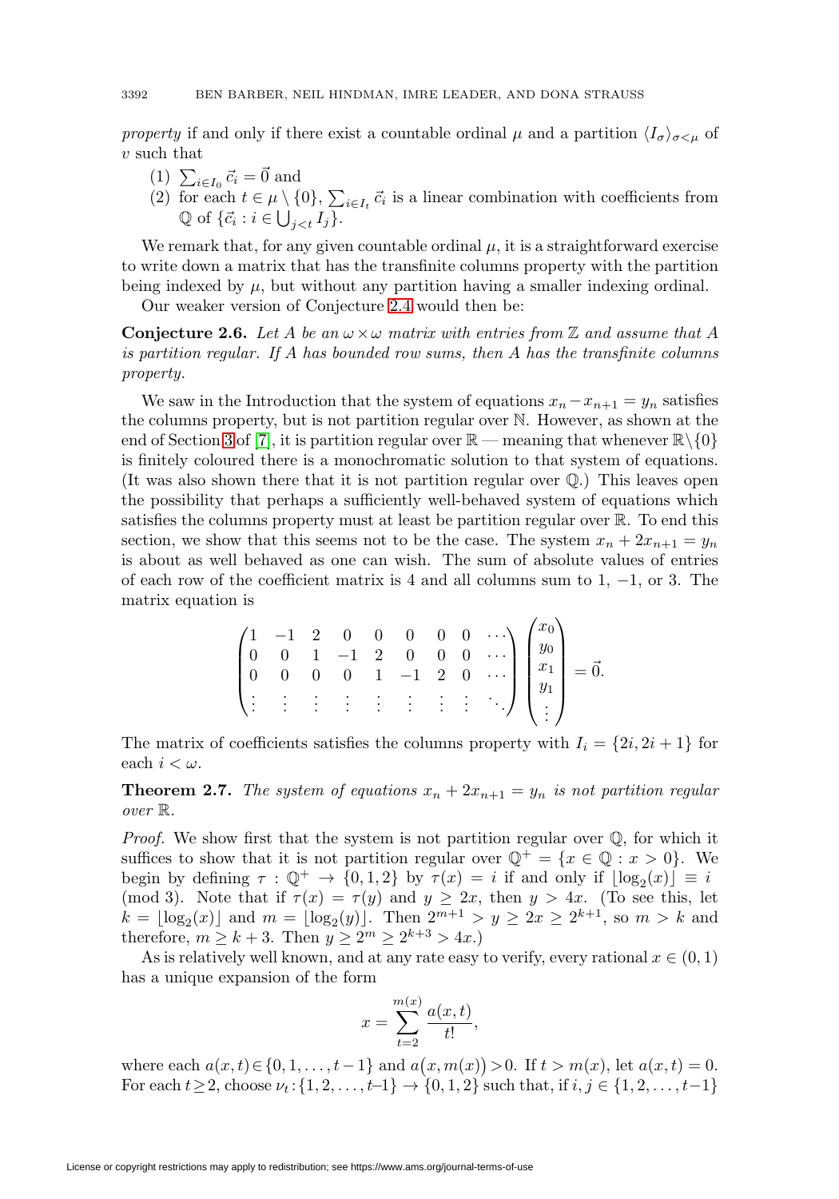*property* if and only if there exist a countable ordinal $\mu$ and a partition $\langle I_\sigma \rangle_{\sigma<\mu}$ of $v$ such that

(1) $\sum_{i\in I_0} \vec{c}_i = \vec{0}$ and
(2) for each $t \in \mu \setminus \{0\}$, $\sum_{i\in I_t} \vec{c}_i$ is a linear combination with coefficients from $\mathbb{Q}$ of $\{\vec{c}_i : i \in \bigcup_{j<t} I_j\}$.

We remark that, for any given countable ordinal $\mu$, it is a straightforward exercise to write down a matrix that has the transfinite columns property with the partition being indexed by $\mu$, but without any partition having a smaller indexing ordinal.

Our weaker version of Conjecture 2.4 would then be:

**Conjecture 2.6.** *Let $A$ be an $\omega \times \omega$ matrix with entries from $\mathbb{Z}$ and assume that $A$ is partition regular. If $A$ has bounded row sums, then $A$ has the transfinite columns property.*

We saw in the Introduction that the system of equations $x_n - x_{n+1} = y_n$ satisfies the columns property, but is not partition regular over $\mathbb{N}$. However, as shown at the end of Section 3 of [7], it is partition regular over $\mathbb{R}$ — meaning that whenever $\mathbb{R}\setminus\{0\}$ is finitely coloured there is a monochromatic solution to that system of equations. (It was also shown there that it is not partition regular over $\mathbb{Q}$.) This leaves open the possibility that perhaps a sufficiently well-behaved system of equations which satisfies the columns property must at least be partition regular over $\mathbb{R}$. To end this section, we show that this seems not to be the case. The system $x_n + 2x_{n+1} = y_n$ is about as well behaved as one can wish. The sum of absolute values of entries of each row of the coefficient matrix is 4 and all columns sum to 1, $-1$, or 3. The matrix equation is

$$\begin{pmatrix} 1 & -1 & 2 & 0 & 0 & 0 & 0 & 0 & \cdots \\ 0 & 0 & 1 & -1 & 2 & 0 & 0 & 0 & \cdots \\ 0 & 0 & 0 & 0 & 1 & -1 & 2 & 0 & \cdots \\ \vdots & \vdots & \vdots & \vdots & \vdots & \vdots & \vdots & \vdots & \ddots \end{pmatrix} \begin{pmatrix} x_0 \\ y_0 \\ x_1 \\ y_1 \\ \vdots \end{pmatrix} = \vec{0}.$$

The matrix of coefficients satisfies the columns property with $I_i = \{2i, 2i+1\}$ for each $i < \omega$.

**Theorem 2.7.** *The system of equations $x_n + 2x_{n+1} = y_n$ is not partition regular over $\mathbb{R}$.*

*Proof.* We show first that the system is not partition regular over $\mathbb{Q}$, for which it suffices to show that it is not partition regular over $\mathbb{Q}^+ = \{x \in \mathbb{Q} : x > 0\}$. We begin by defining $\tau : \mathbb{Q}^+ \to \{0, 1, 2\}$ by $\tau(x) = i$ if and only if $\lfloor \log_2(x) \rfloor \equiv i \pmod 3$. Note that if $\tau(x) = \tau(y)$ and $y \geq 2x$, then $y > 4x$. (To see this, let $k = \lfloor \log_2(x) \rfloor$ and $m = \lfloor \log_2(y) \rfloor$. Then $2^{m+1} > y \geq 2x \geq 2^{k+1}$, so $m > k$ and therefore, $m \geq k+3$. Then $y \geq 2^m \geq 2^{k+3} > 4x$.)

As is relatively well known, and at any rate easy to verify, every rational $x \in (0, 1)$ has a unique expansion of the form

$$x = \sum_{t=2}^{m(x)} \frac{a(x,t)}{t!},$$

where each $a(x,t) \in \{0, 1, \ldots, t-1\}$ and $a\big(x, m(x)\big) > 0$. If $t > m(x)$, let $a(x,t) = 0$. For each $t \geq 2$, choose $\nu_t : \{1, 2, \ldots, t-1\} \to \{0, 1, 2\}$ such that, if $i, j \in \{1, 2, \ldots, t-1\}$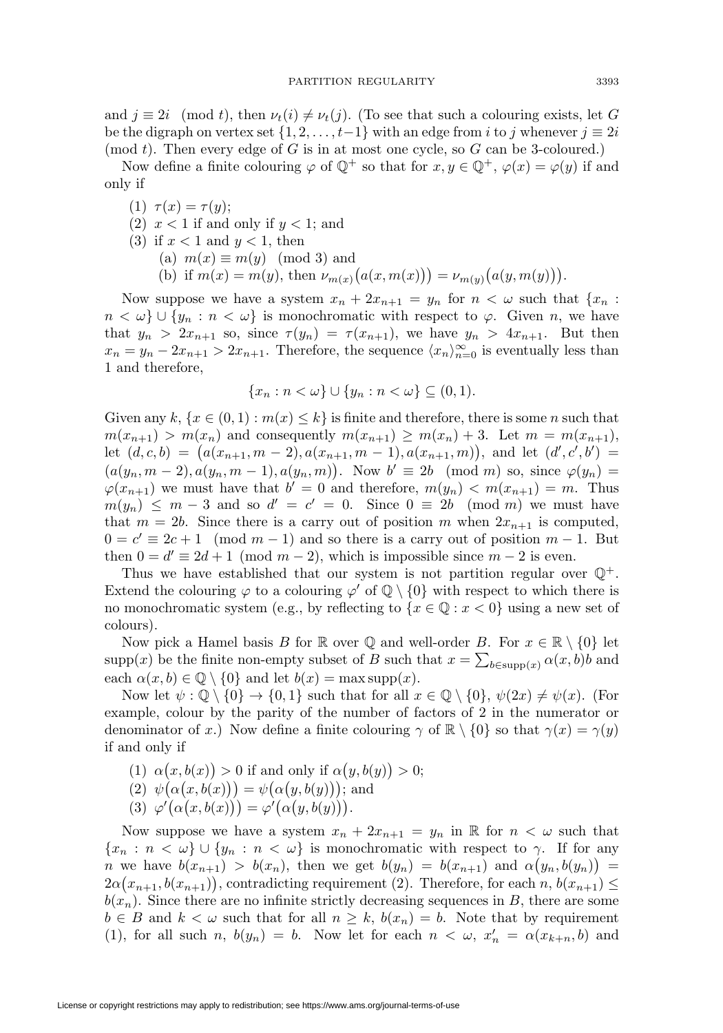and $j \equiv 2i \pmod{t}$, then $\nu_t(i) \neq \nu_t(j)$. (To see that such a colouring exists, let $G$ be the digraph on vertex set $\{1, 2, \ldots, t-1\}$ with an edge from $i$ to $j$ whenever $j \equiv 2i \pmod{t}$. Then every edge of $G$ is in at most one cycle, so $G$ can be 3-coloured.)

Now define a finite colouring $\varphi$ of $\mathbb{Q}^+$ so that for $x, y \in \mathbb{Q}^+$, $\varphi(x) = \varphi(y)$ if and only if

(1) $\tau(x) = \tau(y)$;
(2) $x < 1$ if and only if $y < 1$; and
(3) if $x < 1$ and $y < 1$, then
 (a) $m(x) \equiv m(y) \pmod{3}$ and
 (b) if $m(x) = m(y)$, then $\nu_{m(x)}\big(a(x, m(x))\big) = \nu_{m(y)}\big(a(y, m(y))\big)$.

Now suppose we have a system $x_n + 2x_{n+1} = y_n$ for $n < \omega$ such that $\{x_n : n < \omega\} \cup \{y_n : n < \omega\}$ is monochromatic with respect to $\varphi$. Given $n$, we have that $y_n > 2x_{n+1}$ so, since $\tau(y_n) = \tau(x_{n+1})$, we have $y_n > 4x_{n+1}$. But then $x_n = y_n - 2x_{n+1} > 2x_{n+1}$. Therefore, the sequence $\langle x_n \rangle_{n=0}^{\infty}$ is eventually less than 1 and therefore,

$$\{x_n : n < \omega\} \cup \{y_n : n < \omega\} \subseteq (0, 1).$$

Given any $k$, $\{x \in (0,1) : m(x) \leq k\}$ is finite and therefore, there is some $n$ such that $m(x_{n+1}) > m(x_n)$ and consequently $m(x_{n+1}) \geq m(x_n) + 3$. Let $m = m(x_{n+1})$, let $(d, c, b) = \big(a(x_{n+1}, m-2), a(x_{n+1}, m-1), a(x_{n+1}, m)\big)$, and let $(d', c', b') = \big(a(y_n, m-2), a(y_n, m-1), a(y_n, m)\big)$. Now $b' \equiv 2b \pmod{m}$ so, since $\varphi(y_n) = \varphi(x_{n+1})$ we must have that $b' = 0$ and therefore, $m(y_n) < m(x_{n+1}) = m$. Thus $m(y_n) \leq m - 3$ and so $d' = c' = 0$. Since $0 \equiv 2b \pmod{m}$ we must have that $m = 2b$. Since there is a carry out of position $m$ when $2x_{n+1}$ is computed, $0 = c' \equiv 2c + 1 \pmod{m-1}$ and so there is a carry out of position $m - 1$. But then $0 = d' \equiv 2d + 1 \pmod{m-2}$, which is impossible since $m - 2$ is even.

Thus we have established that our system is not partition regular over $\mathbb{Q}^+$. Extend the colouring $\varphi$ to a colouring $\varphi'$ of $\mathbb{Q} \setminus \{0\}$ with respect to which there is no monochromatic system (e.g., by reflecting to $\{x \in \mathbb{Q} : x < 0\}$ using a new set of colours).

Now pick a Hamel basis $B$ for $\mathbb{R}$ over $\mathbb{Q}$ and well-order $B$. For $x \in \mathbb{R} \setminus \{0\}$ let $\mathrm{supp}(x)$ be the finite non-empty subset of $B$ such that $x = \sum_{b \in \mathrm{supp}(x)} \alpha(x, b) b$ and each $\alpha(x, b) \in \mathbb{Q} \setminus \{0\}$ and let $b(x) = \max \mathrm{supp}(x)$.

Now let $\psi : \mathbb{Q} \setminus \{0\} \to \{0, 1\}$ such that for all $x \in \mathbb{Q} \setminus \{0\}$, $\psi(2x) \neq \psi(x)$. (For example, colour by the parity of the number of factors of 2 in the numerator or denominator of $x$.) Now define a finite colouring $\gamma$ of $\mathbb{R} \setminus \{0\}$ so that $\gamma(x) = \gamma(y)$ if and only if

(1) $\alpha\big(x, b(x)\big) > 0$ if and only if $\alpha\big(y, b(y)\big) > 0$;
(2) $\psi\big(\alpha\big(x, b(x)\big)\big) = \psi\big(\alpha\big(y, b(y)\big)\big)$; and
(3) $\varphi'\big(\alpha\big(x, b(x)\big)\big) = \varphi'\big(\alpha\big(y, b(y)\big)\big)$.

Now suppose we have a system $x_n + 2x_{n+1} = y_n$ in $\mathbb{R}$ for $n < \omega$ such that $\{x_n : n < \omega\} \cup \{y_n : n < \omega\}$ is monochromatic with respect to $\gamma$. If for any $n$ we have $b(x_{n+1}) > b(x_n)$, then we get $b(y_n) = b(x_{n+1})$ and $\alpha\big(y_n, b(y_n)\big) = 2\alpha\big(x_{n+1}, b(x_{n+1})\big)$, contradicting requirement (2). Therefore, for each $n$, $b(x_{n+1}) \leq b(x_n)$. Since there are no infinite strictly decreasing sequences in $B$, there are some $b \in B$ and $k < \omega$ such that for all $n \geq k$, $b(x_n) = b$. Note that by requirement (1), for all such $n$, $b(y_n) = b$. Now let for each $n < \omega$, $x'_n = \alpha(x_{k+n}, b)$ and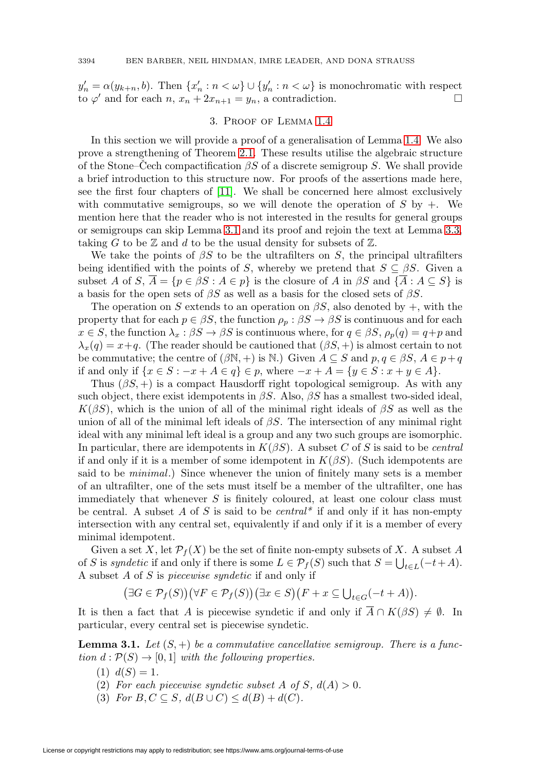$y'_n = \alpha(y_{k+n}, b)$. Then $\{x'_n : n < \omega\} \cup \{y'_n : n < \omega\}$ is monochromatic with respect to $\varphi'$ and for each $n$, $x_n + 2x_{n+1} = y_n$, a contradiction. $\square$

## 3. Proof of Lemma 1.4

In this section we will provide a proof of a generalisation of Lemma 1.4. We also prove a strengthening of Theorem 2.1. These results utilise the algebraic structure of the Stone–Čech compactification $\beta S$ of a discrete semigroup $S$. We shall provide a brief introduction to this structure now. For proofs of the assertions made here, see the first four chapters of [11]. We shall be concerned here almost exclusively with commutative semigroups, so we will denote the operation of $S$ by $+$. We mention here that the reader who is not interested in the results for general groups or semigroups can skip Lemma 3.1 and its proof and rejoin the text at Lemma 3.3, taking $G$ to be $\mathbb{Z}$ and $d$ to be the usual density for subsets of $\mathbb{Z}$.

We take the points of $\beta S$ to be the ultrafilters on $S$, the principal ultrafilters being identified with the points of $S$, whereby we pretend that $S \subseteq \beta S$. Given a subset $A$ of $S$, $\overline{A} = \{p \in \beta S : A \in p\}$ is the closure of $A$ in $\beta S$ and $\{\overline{A} : A \subseteq S\}$ is a basis for the open sets of $\beta S$ as well as a basis for the closed sets of $\beta S$.

The operation on $S$ extends to an operation on $\beta S$, also denoted by $+$, with the property that for each $p \in \beta S$, the function $\rho_p : \beta S \to \beta S$ is continuous and for each $x \in S$, the function $\lambda_x : \beta S \to \beta S$ is continuous where, for $q \in \beta S$, $\rho_p(q) = q + p$ and $\lambda_x(q) = x + q$. (The reader should be cautioned that $(\beta S, +)$ is almost certain to not be commutative; the centre of $(\beta\mathbb{N}, +)$ is $\mathbb{N}$.) Given $A \subseteq S$ and $p, q \in \beta S$, $A \in p + q$ if and only if $\{x \in S : -x + A \in q\} \in p$, where $-x + A = \{y \in S : x + y \in A\}$.

Thus $(\beta S, +)$ is a compact Hausdorff right topological semigroup. As with any such object, there exist idempotents in $\beta S$. Also, $\beta S$ has a smallest two-sided ideal, $K(\beta S)$, which is the union of all of the minimal right ideals of $\beta S$ as well as the union of all of the minimal left ideals of $\beta S$. The intersection of any minimal right ideal with any minimal left ideal is a group and any two such groups are isomorphic. In particular, there are idempotents in $K(\beta S)$. A subset $C$ of $S$ is said to be *central* if and only if it is a member of some idempotent in $K(\beta S)$. (Such idempotents are said to be *minimal*.) Since whenever the union of finitely many sets is a member of an ultrafilter, one of the sets must itself be a member of the ultrafilter, one has immediately that whenever $S$ is finitely coloured, at least one colour class must be central. A subset $A$ of $S$ is said to be *central\** if and only if it has non-empty intersection with any central set, equivalently if and only if it is a member of every minimal idempotent.

Given a set $X$, let $\mathcal{P}_f(X)$ be the set of finite non-empty subsets of $X$. A subset $A$ of $S$ is *syndetic* if and only if there is some $L \in \mathcal{P}_f(S)$ such that $S = \bigcup_{t \in L}(-t + A)$. A subset $A$ of $S$ is *piecewise syndetic* if and only if

$$\big(\exists G \in \mathcal{P}_f(S)\big)\big(\forall F \in \mathcal{P}_f(S)\big)\big(\exists x \in S\big)\big(F + x \subseteq \textstyle\bigcup_{t \in G}(-t + A)\big).$$

It is then a fact that $A$ is piecewise syndetic if and only if $\overline{A} \cap K(\beta S) \neq \emptyset$. In particular, every central set is piecewise syndetic.

**Lemma 3.1.** *Let $(S, +)$ be a commutative cancellative semigroup. There is a function $d : \mathcal{P}(S) \to [0, 1]$ with the following properties.*

1. *$d(S) = 1$.*
2. *For each piecewise syndetic subset $A$ of $S$, $d(A) > 0$.*
3. *For $B, C \subseteq S$, $d(B \cup C) \leq d(B) + d(C)$.*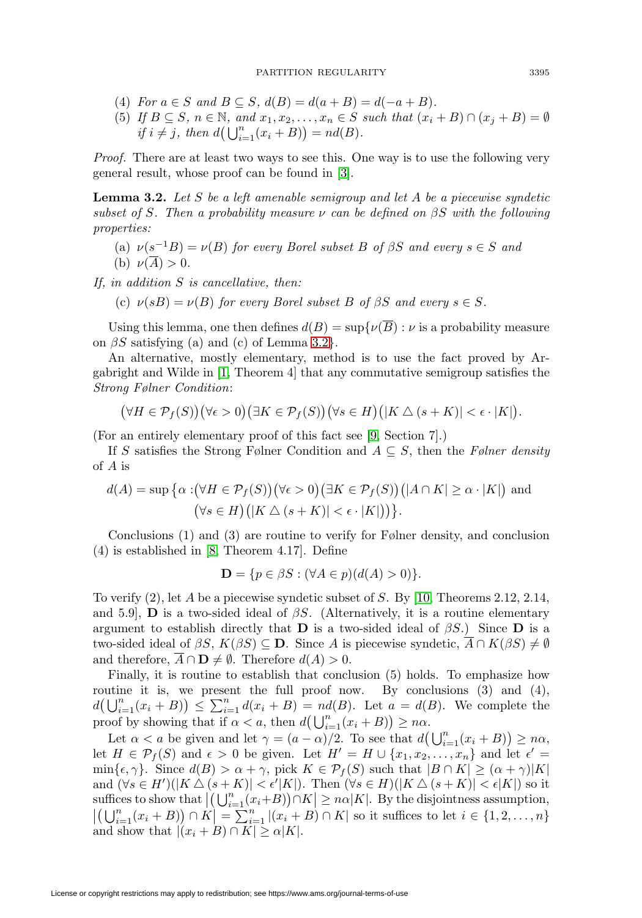(4) *For $a \in S$ and $B \subseteq S$, $d(B) = d(a + B) = d(-a + B)$.*

(5) *If $B \subseteq S$, $n \in \mathbb{N}$, and $x_1, x_2, \ldots, x_n \in S$ such that $(x_i + B) \cap (x_j + B) = \emptyset$ if $i \neq j$, then $d\big(\bigcup_{i=1}^n (x_i + B)\big) = nd(B)$.*

*Proof.* There are at least two ways to see this. One way is to use the following very general result, whose proof can be found in [3].

**Lemma 3.2.** *Let $S$ be a left amenable semigroup and let $A$ be a piecewise syndetic subset of $S$. Then a probability measure $\nu$ can be defined on $\beta S$ with the following properties:*

(a) *$\nu(s^{-1}B) = \nu(B)$ for every Borel subset $B$ of $\beta S$ and every $s \in S$ and*
(b) *$\nu(\overline{A}) > 0$.*

*If, in addition $S$ is cancellative, then:*

(c) *$\nu(sB) = \nu(B)$ for every Borel subset $B$ of $\beta S$ and every $s \in S$.*

Using this lemma, one then defines $d(B) = \sup\{\nu(\overline{B}) : \nu$ is a probability measure on $\beta S$ satisfying (a) and (c) of Lemma 3.2$\}$.

An alternative, mostly elementary, method is to use the fact proved by Argabright and Wilde in [1, Theorem 4] that any commutative semigroup satisfies the *Strong Følner Condition*:

$$\big(\forall H \in \mathcal{P}_f(S)\big)\big(\forall \epsilon > 0\big)\big(\exists K \in \mathcal{P}_f(S)\big)\big(\forall s \in H\big)\big(|K \bigtriangleup (s + K)| < \epsilon \cdot |K|\big).$$

(For an entirely elementary proof of this fact see [9, Section 7].)

If $S$ satisfies the Strong Følner Condition and $A \subseteq S$, then the *Følner density* of $A$ is

$$\begin{aligned} d(A) = \sup\big\{\alpha :& \big(\forall H \in \mathcal{P}_f(S)\big)\big(\forall \epsilon > 0\big)\big(\exists K \in \mathcal{P}_f(S)\big)\big(|A \cap K| \geq \alpha \cdot |K|\big) \text{ and} \\ & \big(\forall s \in H\big)\big(|K \bigtriangleup (s + K)| < \epsilon \cdot |K|\big)\big)\big\}. \end{aligned}$$

Conclusions (1) and (3) are routine to verify for Følner density, and conclusion (4) is established in [8, Theorem 4.17]. Define

$$\mathbf{D} = \{p \in \beta S : (\forall A \in p)(d(A) > 0)\}.$$

To verify (2), let $A$ be a piecewise syndetic subset of $S$. By [10, Theorems 2.12, 2.14, and 5.9], $\mathbf{D}$ is a two-sided ideal of $\beta S$. (Alternatively, it is a routine elementary argument to establish directly that $\mathbf{D}$ is a two-sided ideal of $\beta S$.) Since $\mathbf{D}$ is a two-sided ideal of $\beta S$, $K(\beta S) \subseteq \mathbf{D}$. Since $A$ is piecewise syndetic, $\overline{A} \cap K(\beta S) \neq \emptyset$ and therefore, $\overline{A} \cap \mathbf{D} \neq \emptyset$. Therefore $d(A) > 0$.

Finally, it is routine to establish that conclusion (5) holds. To emphasize how routine it is, we present the full proof now. By conclusions (3) and (4), $d\big(\bigcup_{i=1}^n (x_i + B)\big) \leq \sum_{i=1}^n d(x_i + B) = nd(B)$. Let $a = d(B)$. We complete the proof by showing that if $\alpha < a$, then $d\big(\bigcup_{i=1}^n (x_i + B)\big) \geq n\alpha$.

Let $\alpha < a$ be given and let $\gamma = (a - \alpha)/2$. To see that $d\big(\bigcup_{i=1}^n (x_i + B)\big) \geq n\alpha$, let $H \in \mathcal{P}_f(S)$ and $\epsilon > 0$ be given. Let $H' = H \cup \{x_1, x_2, \ldots, x_n\}$ and let $\epsilon' = \min\{\epsilon, \gamma\}$. Since $d(B) > \alpha + \gamma$, pick $K \in \mathcal{P}_f(S)$ such that $|B \cap K| \geq (\alpha + \gamma)|K|$ and $(\forall s \in H')(|K \bigtriangleup (s + K)| < \epsilon'|K|)$. Then $(\forall s \in H)(|K \bigtriangleup (s + K)| < \epsilon|K|)$ so it suffices to show that $\big|\big(\bigcup_{i=1}^n (x_i + B)\big) \cap K\big| \geq n\alpha|K|$. By the disjointness assumption, $\big|\big(\bigcup_{i=1}^n (x_i + B)\big) \cap K\big| = \sum_{i=1}^n |(x_i + B) \cap K|$ so it suffices to let $i \in \{1, 2, \ldots, n\}$ and show that $|(x_i + B) \cap K| \geq \alpha|K|$.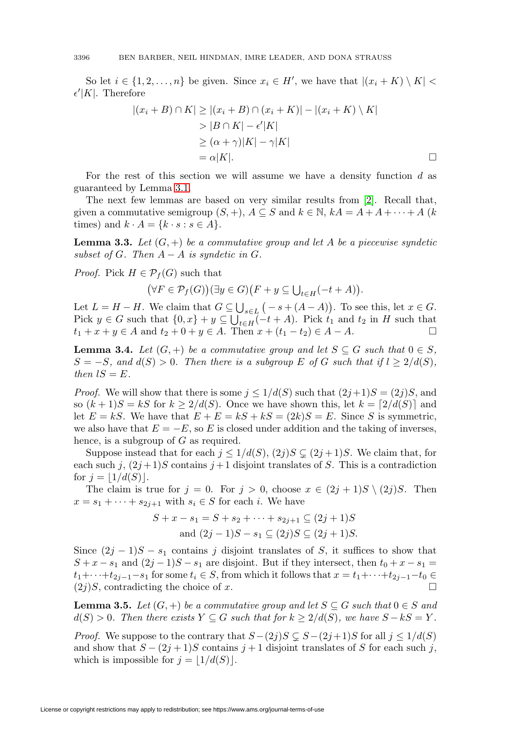So let $i \in \{1, 2, \ldots, n\}$ be given. Since $x_i \in H'$, we have that $|(x_i + K) \setminus K| < \epsilon'|K|$. Therefore

$$\begin{aligned}
|(x_i + B) \cap K| &\geq |(x_i + B) \cap (x_i + K)| - |(x_i + K) \setminus K| \\
&> |B \cap K| - \epsilon'|K| \\
&\geq (\alpha + \gamma)|K| - \gamma|K| \\
&= \alpha|K|. \qquad \square
\end{aligned}$$

For the rest of this section we will assume we have a density function $d$ as guaranteed by Lemma 3.1.

The next few lemmas are based on very similar results from [2]. Recall that, given a commutative semigroup $(S, +)$, $A \subseteq S$ and $k \in \mathbb{N}$, $kA = A + A + \cdots + A$ ($k$ times) and $k \cdot A = \{k \cdot s : s \in A\}$.

**Lemma 3.3.** *Let $(G, +)$ be a commutative group and let $A$ be a piecewise syndetic subset of $G$. Then $A - A$ is syndetic in $G$.*

*Proof.* Pick $H \in \mathcal{P}_f(G)$ such that

$$\big(\forall F \in \mathcal{P}_f(G)\big)(\exists y \in G)\big(F + y \subseteq \textstyle\bigcup_{t \in H}(-t + A)\big).$$

Let $L = H - H$. We claim that $G \subseteq \bigcup_{s \in L}\big(-s + (A - A)\big)$. To see this, let $x \in G$. Pick $y \in G$ such that $\{0, x\} + y \subseteq \bigcup_{t \in H}(-t + A)$. Pick $t_1$ and $t_2$ in $H$ such that $t_1 + x + y \in A$ and $t_2 + 0 + y \in A$. Then $x + (t_1 - t_2) \in A - A$. $\square$

**Lemma 3.4.** *Let $(G, +)$ be a commutative group and let $S \subseteq G$ such that $0 \in S$, $S = -S$, and $d(S) > 0$. Then there is a subgroup $E$ of $G$ such that if $l \geq 2/d(S)$, then $lS = E$.*

*Proof.* We will show that there is some $j \leq 1/d(S)$ such that $(2j+1)S = (2j)S$, and so $(k+1)S = kS$ for $k \geq 2/d(S)$. Once we have shown this, let $k = \lceil 2/d(S) \rceil$ and let $E = kS$. We have that $E + E = kS + kS = (2k)S = E$. Since $S$ is symmetric, we also have that $E = -E$, so $E$ is closed under addition and the taking of inverses, hence, is a subgroup of $G$ as required.

Suppose instead that for each $j \leq 1/d(S)$, $(2j)S \subsetneq (2j+1)S$. We claim that, for each such $j$, $(2j+1)S$ contains $j+1$ disjoint translates of $S$. This is a contradiction for $j = \lfloor 1/d(S) \rfloor$.

The claim is true for $j = 0$. For $j > 0$, choose $x \in (2j+1)S \setminus (2j)S$. Then $x = s_1 + \cdots + s_{2j+1}$ with $s_i \in S$ for each $i$. We have

$$\begin{aligned}
S + x - s_1 = S + s_2 + \cdots + s_{2j+1} &\subseteq (2j+1)S \\
\text{and } (2j-1)S - s_1 \subseteq (2j)S &\subseteq (2j+1)S.
\end{aligned}$$

Since $(2j-1)S - s_1$ contains $j$ disjoint translates of $S$, it suffices to show that $S + x - s_1$ and $(2j-1)S - s_1$ are disjoint. But if they intersect, then $t_0 + x - s_1 = t_1 + \cdots + t_{2j-1} - s_1$ for some $t_i \in S$, from which it follows that $x = t_1 + \cdots + t_{2j-1} - t_0 \in (2j)S$, contradicting the choice of $x$. $\square$

**Lemma 3.5.** *Let $(G, +)$ be a commutative group and let $S \subseteq G$ such that $0 \in S$ and $d(S) > 0$. Then there exists $Y \subseteq G$ such that for $k \geq 2/d(S)$, we have $S - kS = Y$.*

*Proof.* We suppose to the contrary that $S - (2j)S \subsetneq S - (2j+1)S$ for all $j \leq 1/d(S)$ and show that $S - (2j+1)S$ contains $j+1$ disjoint translates of $S$ for each such $j$, which is impossible for $j = \lfloor 1/d(S) \rfloor$.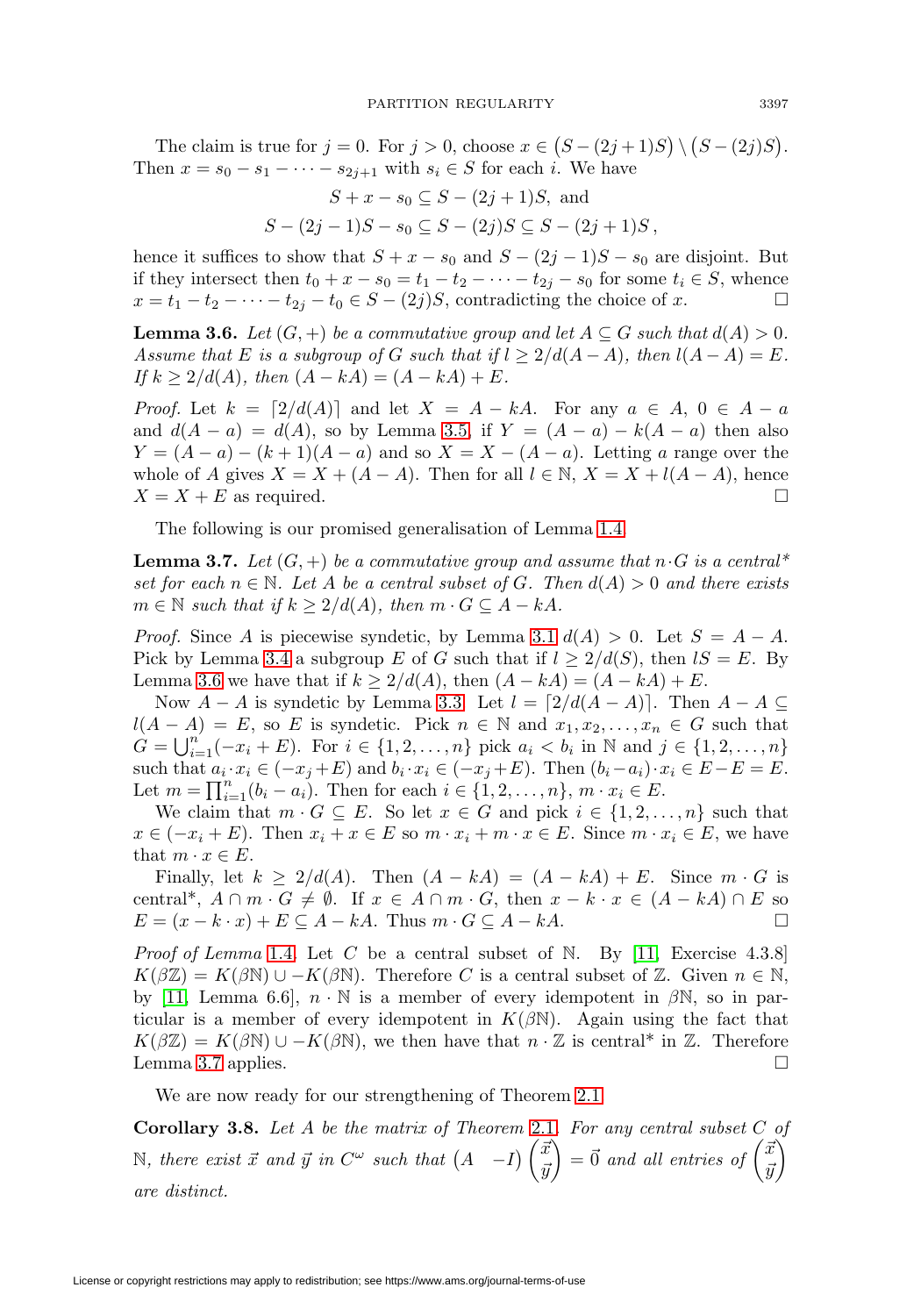The claim is true for $j = 0$. For $j > 0$, choose $x \in \big(S - (2j+1)S\big) \setminus \big(S - (2j)S\big)$. Then $x = s_0 - s_1 - \cdots - s_{2j+1}$ with $s_i \in S$ for each $i$. We have

$$S + x - s_0 \subseteq S - (2j+1)S, \text{ and}$$
$$S - (2j-1)S - s_0 \subseteq S - (2j)S \subseteq S - (2j+1)S\,,$$

hence it suffices to show that $S + x - s_0$ and $S - (2j-1)S - s_0$ are disjoint. But if they intersect then $t_0 + x - s_0 = t_1 - t_2 - \cdots - t_{2j} - s_0$ for some $t_i \in S$, whence $x = t_1 - t_2 - \cdots - t_{2j} - t_0 \in S - (2j)S$, contradicting the choice of $x$. $\square$

**Lemma 3.6.** *Let $(G, +)$ be a commutative group and let $A \subseteq G$ such that $d(A) > 0$. Assume that $E$ is a subgroup of $G$ such that if $l \geq 2/d(A - A)$, then $l(A - A) = E$. If $k \geq 2/d(A)$, then $(A - kA) = (A - kA) + E$.*

*Proof.* Let $k = \lceil 2/d(A) \rceil$ and let $X = A - kA$. For any $a \in A$, $0 \in A - a$ and $d(A - a) = d(A)$, so by Lemma 3.5, if $Y = (A - a) - k(A - a)$ then also $Y = (A - a) - (k+1)(A - a)$ and so $X = X - (A - a)$. Letting $a$ range over the whole of $A$ gives $X = X + (A - A)$. Then for all $l \in \mathbb{N}$, $X = X + l(A - A)$, hence $X = X + E$ as required. $\square$

The following is our promised generalisation of Lemma 1.4.

**Lemma 3.7.** *Let $(G, +)$ be a commutative group and assume that $n \cdot G$ is a central\* set for each $n \in \mathbb{N}$. Let $A$ be a central subset of $G$. Then $d(A) > 0$ and there exists $m \in \mathbb{N}$ such that if $k \geq 2/d(A)$, then $m \cdot G \subseteq A - kA$.*

*Proof.* Since $A$ is piecewise syndetic, by Lemma 3.1 $d(A) > 0$. Let $S = A - A$. Pick by Lemma 3.4 a subgroup $E$ of $G$ such that if $l \geq 2/d(S)$, then $lS = E$. By Lemma 3.6 we have that if $k \geq 2/d(A)$, then $(A - kA) = (A - kA) + E$.

Now $A - A$ is syndetic by Lemma 3.3. Let $l = \lceil 2/d(A - A) \rceil$. Then $A - A \subseteq l(A - A) = E$, so $E$ is syndetic. Pick $n \in \mathbb{N}$ and $x_1, x_2, \ldots, x_n \in G$ such that $G = \bigcup_{i=1}^{n}(-x_i + E)$. For $i \in \{1, 2, \ldots, n\}$ pick $a_i < b_i$ in $\mathbb{N}$ and $j \in \{1, 2, \ldots, n\}$ such that $a_i \cdot x_i \in (-x_j + E)$ and $b_i \cdot x_i \in (-x_j + E)$. Then $(b_i - a_i) \cdot x_i \in E - E = E$. Let $m = \prod_{i=1}^{n}(b_i - a_i)$. Then for each $i \in \{1, 2, \ldots, n\}$, $m \cdot x_i \in E$.

We claim that $m \cdot G \subseteq E$. So let $x \in G$ and pick $i \in \{1, 2, \ldots, n\}$ such that $x \in (-x_i + E)$. Then $x_i + x \in E$ so $m \cdot x_i + m \cdot x \in E$. Since $m \cdot x_i \in E$, we have that $m \cdot x \in E$.

Finally, let $k \geq 2/d(A)$. Then $(A - kA) = (A - kA) + E$. Since $m \cdot G$ is central\*, $A \cap m \cdot G \neq \emptyset$. If $x \in A \cap m \cdot G$, then $x - k \cdot x \in (A - kA) \cap E$ so $E = (x - k \cdot x) + E \subseteq A - kA$. Thus $m \cdot G \subseteq A - kA$. $\square$

*Proof of Lemma* 1.4. Let $C$ be a central subset of $\mathbb{N}$. By [11, Exercise 4.3.8] $K(\beta\mathbb{Z}) = K(\beta\mathbb{N}) \cup -K(\beta\mathbb{N})$. Therefore $C$ is a central subset of $\mathbb{Z}$. Given $n \in \mathbb{N}$, by [11, Lemma 6.6], $n \cdot \mathbb{N}$ is a member of every idempotent in $\beta\mathbb{N}$, so in particular is a member of every idempotent in $K(\beta\mathbb{N})$. Again using the fact that $K(\beta\mathbb{Z}) = K(\beta\mathbb{N}) \cup -K(\beta\mathbb{N})$, we then have that $n \cdot \mathbb{Z}$ is central\* in $\mathbb{Z}$. Therefore Lemma 3.7 applies. $\square$

We are now ready for our strengthening of Theorem 2.1.

**Corollary 3.8.** *Let $A$ be the matrix of Theorem 2.1. For any central subset $C$ of $\mathbb{N}$, there exist $\vec{x}$ and $\vec{y}$ in $C^\omega$ such that $\begin{pmatrix} A & -I \end{pmatrix} \begin{pmatrix} \vec{x} \\ \vec{y} \end{pmatrix} = \vec{0}$ and all entries of $\begin{pmatrix} \vec{x} \\ \vec{y} \end{pmatrix}$ are distinct.*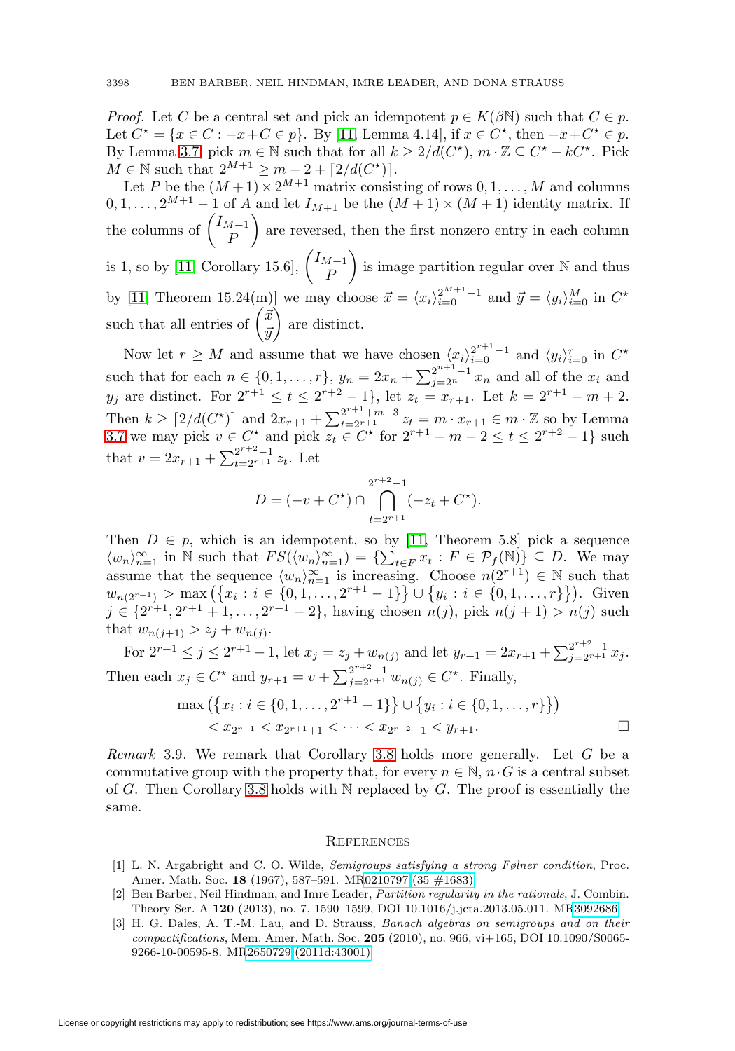*Proof.* Let $C$ be a central set and pick an idempotent $p \in K(\beta\mathbb{N})$ such that $C \in p$. Let $C^\star = \{x \in C : -x + C \in p\}$. By [11, Lemma 4.14], if $x \in C^\star$, then $-x + C^\star \in p$. By Lemma 3.7, pick $m \in \mathbb{N}$ such that for all $k \geq 2/d(C^\star)$, $m \cdot \mathbb{Z} \subseteq C^\star - kC^\star$. Pick $M \in \mathbb{N}$ such that $2^{M+1} \geq m - 2 + \lceil 2/d(C^\star) \rceil$.

Let $P$ be the $(M+1) \times 2^{M+1}$ matrix consisting of rows $0, 1, \ldots, M$ and columns $0, 1, \ldots, 2^{M+1} - 1$ of $A$ and let $I_{M+1}$ be the $(M+1) \times (M+1)$ identity matrix. If the columns of $\begin{pmatrix} I_{M+1} \\ P \end{pmatrix}$ are reversed, then the first nonzero entry in each column is 1, so by [11, Corollary 15.6], $\begin{pmatrix} I_{M+1} \\ P \end{pmatrix}$ is image partition regular over $\mathbb{N}$ and thus by [11, Theorem 15.24(m)] we may choose $\vec{x} = \langle x_i \rangle_{i=0}^{2^{M+1}-1}$ and $\vec{y} = \langle y_i \rangle_{i=0}^{M}$ in $C^\star$ such that all entries of $\begin{pmatrix} \vec{x} \\ \vec{y} \end{pmatrix}$ are distinct.

Now let $r \geq M$ and assume that we have chosen $\langle x_i \rangle_{i=0}^{2^{r+1}-1}$ and $\langle y_i \rangle_{i=0}^{r}$ in $C^\star$ such that for each $n \in \{0, 1, \ldots, r\}$, $y_n = 2x_n + \sum_{j=2^n}^{2^{n+1}-1} x_n$ and all of the $x_i$ and $y_j$ are distinct. For $2^{r+1} \leq t \leq 2^{r+2} - 1\}$, let $z_t = x_{r+1}$. Let $k = 2^{r+1} - m + 2$. Then $k \geq \lceil 2/d(C^\star) \rceil$ and $2x_{r+1} + \sum_{t=2^{r+1}}^{2^{r+1}+m-3} z_t = m \cdot x_{r+1} \in m \cdot \mathbb{Z}$ so by Lemma 3.7 we may pick $v \in C^\star$ and pick $z_t \in C^\star$ for $2^{r+1} + m - 2 \leq t \leq 2^{r+2} - 1\}$ such that $v = 2x_{r+1} + \sum_{t=2^{r+1}}^{2^{r+2}-1} z_t$. Let

$$D = (-v + C^\star) \cap \bigcap_{t=2^{r+1}}^{2^{r+2}-1} (-z_t + C^\star).$$

Then $D \in p$, which is an idempotent, so by [11, Theorem 5.8] pick a sequence $\langle w_n \rangle_{n=1}^{\infty}$ in $\mathbb{N}$ such that $FS(\langle w_n \rangle_{n=1}^{\infty}) = \{\sum_{t \in F} x_t : F \in \mathcal{P}_f(\mathbb{N})\} \subseteq D$. We may assume that the sequence $\langle w_n \rangle_{n=1}^{\infty}$ is increasing. Choose $n(2^{r+1}) \in \mathbb{N}$ such that $w_{n(2^{r+1})} > \max\big(\{x_i : i \in \{0, 1, \ldots, 2^{r+1} - 1\}\} \cup \{y_i : i \in \{0, 1, \ldots, r\}\}\big)$. Given $j \in \{2^{r+1}, 2^{r+1} + 1, \ldots, 2^{r+1} - 2\}$, having chosen $n(j)$, pick $n(j+1) > n(j)$ such that $w_{n(j+1)} > z_j + w_{n(j)}$.

For $2^{r+1} \leq j \leq 2^{r+1} - 1$, let $x_j = z_j + w_{n(j)}$ and let $y_{r+1} = 2x_{r+1} + \sum_{j=2^{r+1}}^{2^{r+2}-1} x_j$. Then each $x_j \in C^\star$ and $y_{r+1} = v + \sum_{j=2^{r+1}}^{2^{r+2}-1} w_{n(j)} \in C^\star$. Finally,

$$\begin{aligned} &\max\big(\{x_i : i \in \{0, 1, \ldots, 2^{r+1} - 1\}\} \cup \{y_i : i \in \{0, 1, \ldots, r\}\}\big) \\ &\quad < x_{2^{r+1}} < x_{2^{r+1}+1} < \cdots < x_{2^{r+2}-1} < y_{r+1}. \end{aligned}$$

$\square$

*Remark* 3.9. We remark that Corollary 3.8 holds more generally. Let $G$ be a commutative group with the property that, for every $n \in \mathbb{N}$, $n \cdot G$ is a central subset of $G$. Then Corollary 3.8 holds with $\mathbb{N}$ replaced by $G$. The proof is essentially the same.

## References

[1] L. N. Argabright and C. O. Wilde, *Semigroups satisfying a strong Følner condition*, Proc. Amer. Math. Soc. **18** (1967), 587–591. MR0210797 (35 #1683)

[2] Ben Barber, Neil Hindman, and Imre Leader, *Partition regularity in the rationals*, J. Combin. Theory Ser. A **120** (2013), no. 7, 1590–1599, DOI 10.1016/j.jcta.2013.05.011. MR3092686

[3] H. G. Dales, A. T.-M. Lau, and D. Strauss, *Banach algebras on semigroups and on their compactifications*, Mem. Amer. Math. Soc. **205** (2010), no. 966, vi+165, DOI 10.1090/S0065-9266-10-00595-8. MR2650729 (2011d:43001)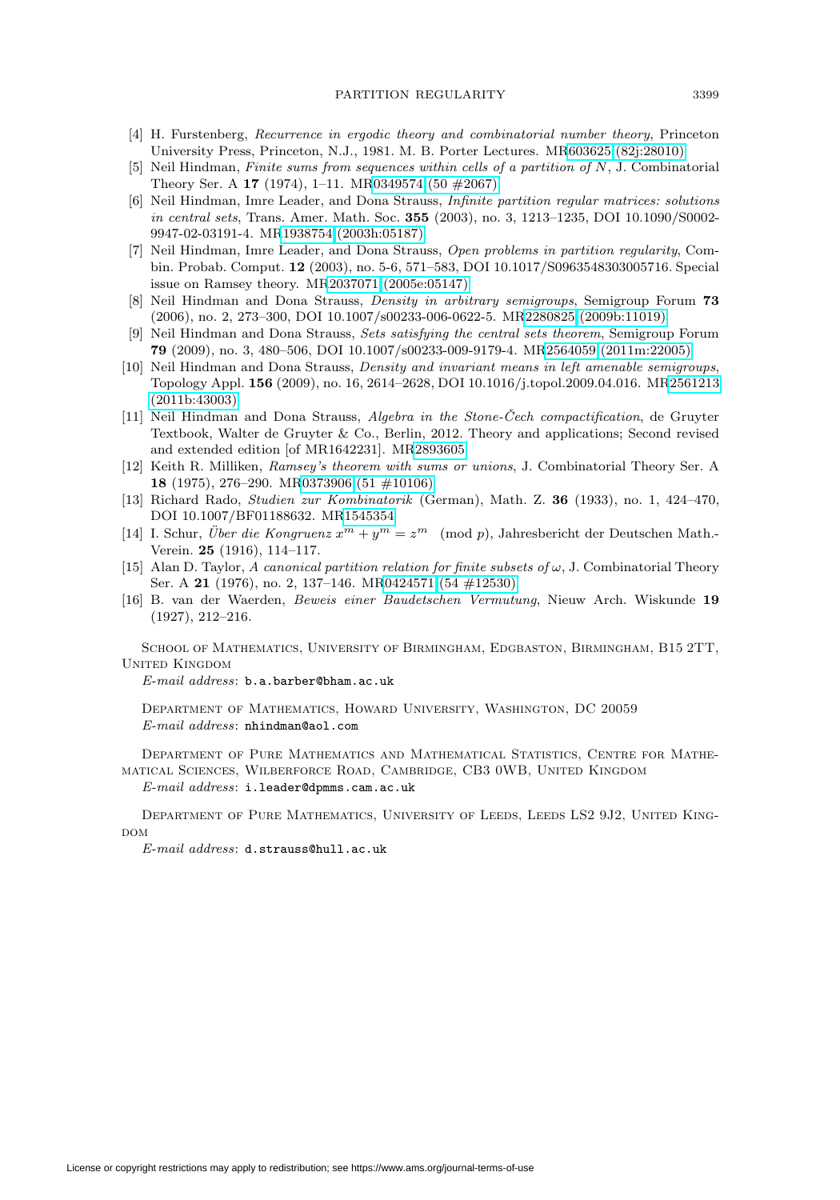[4] H. Furstenberg, *Recurrence in ergodic theory and combinatorial number theory*, Princeton University Press, Princeton, N.J., 1981. M. B. Porter Lectures. MR603625 (82j:28010)

[5] Neil Hindman, *Finite sums from sequences within cells of a partition of N*, J. Combinatorial Theory Ser. A **17** (1974), 1–11. MR0349574 (50 #2067)

[6] Neil Hindman, Imre Leader, and Dona Strauss, *Infinite partition regular matrices: solutions in central sets*, Trans. Amer. Math. Soc. **355** (2003), no. 3, 1213–1235, DOI 10.1090/S0002-9947-02-03191-4. MR1938754 (2003h:05187)

[7] Neil Hindman, Imre Leader, and Dona Strauss, *Open problems in partition regularity*, Combin. Probab. Comput. **12** (2003), no. 5-6, 571–583, DOI 10.1017/S0963548303005716. Special issue on Ramsey theory. MR2037071 (2005e:05147)

[8] Neil Hindman and Dona Strauss, *Density in arbitrary semigroups*, Semigroup Forum **73** (2006), no. 2, 273–300, DOI 10.1007/s00233-006-0622-5. MR2280825 (2009b:11019)

[9] Neil Hindman and Dona Strauss, *Sets satisfying the central sets theorem*, Semigroup Forum **79** (2009), no. 3, 480–506, DOI 10.1007/s00233-009-9179-4. MR2564059 (2011m:22005)

[10] Neil Hindman and Dona Strauss, *Density and invariant means in left amenable semigroups*, Topology Appl. **156** (2009), no. 16, 2614–2628, DOI 10.1016/j.topol.2009.04.016. MR2561213 (2011b:43003)

[11] Neil Hindman and Dona Strauss, *Algebra in the Stone-Čech compactification*, de Gruyter Textbook, Walter de Gruyter & Co., Berlin, 2012. Theory and applications; Second revised and extended edition [of MR1642231]. MR2893605

[12] Keith R. Milliken, *Ramsey's theorem with sums or unions*, J. Combinatorial Theory Ser. A **18** (1975), 276–290. MR0373906 (51 #10106)

[13] Richard Rado, *Studien zur Kombinatorik* (German), Math. Z. **36** (1933), no. 1, 424–470, DOI 10.1007/BF01188632. MR1545354

[14] I. Schur, *Über die Kongruenz $x^m + y^m = z^m \pmod{p}$*, Jahresbericht der Deutschen Math.-Verein. **25** (1916), 114–117.

[15] Alan D. Taylor, *A canonical partition relation for finite subsets of $\omega$*, J. Combinatorial Theory Ser. A **21** (1976), no. 2, 137–146. MR0424571 (54 #12530)

[16] B. van der Waerden, *Beweis einer Baudetschen Vermutung*, Nieuw Arch. Wiskunde **19** (1927), 212–216.

School of Mathematics, University of Birmingham, Edgbaston, Birmingham, B15 2TT, United Kingdom

*E-mail address*: b.a.barber@bham.ac.uk

Department of Mathematics, Howard University, Washington, DC 20059

*E-mail address*: nhindman@aol.com

Department of Pure Mathematics and Mathematical Statistics, Centre for Mathematical Sciences, Wilberforce Road, Cambridge, CB3 0WB, United Kingdom

*E-mail address*: i.leader@dpmms.cam.ac.uk

Department of Pure Mathematics, University of Leeds, Leeds LS2 9J2, United Kingdom

*E-mail address*: d.strauss@hull.ac.uk